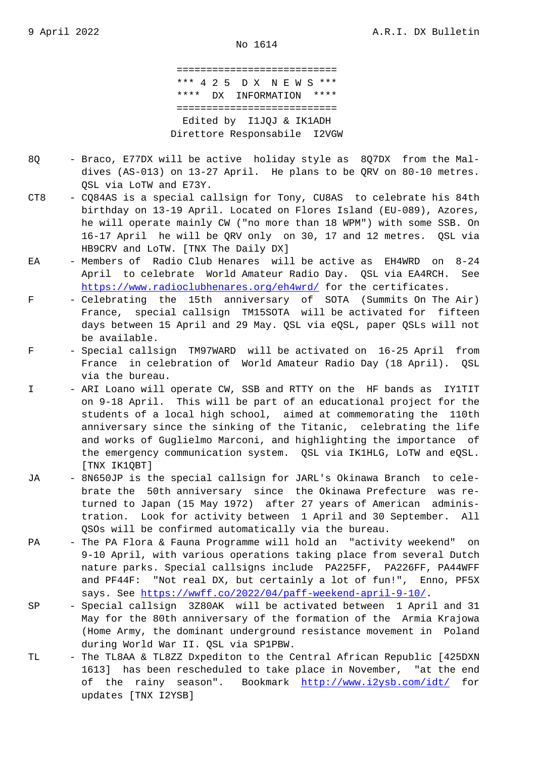9 April 2022 A.R.I. DX Bulletin

No 1614

```
===========================
*** 4 2 5  D X  N E W S ***
****  DX  INFORMATION  ****
===========================
```

Edited by I1JQJ & IK1ADH
Direttore Responsabile I2VGW

**8Q** - Braco, E77DX will be active holiday style as 8Q7DX from the Maldives (AS-013) on 13-27 April. He plans to be QRV on 80-10 metres. QSL via LoTW and E73Y.

**CT8** - CQ84AS is a special callsign for Tony, CU8AS to celebrate his 84th birthday on 13-19 April. Located on Flores Island (EU-089), Azores, he will operate mainly CW ("no more than 18 WPM") with some SSB. On 16-17 April he will be QRV only on 30, 17 and 12 metres. QSL via HB9CRV and LoTW. [TNX The Daily DX]

**EA** - Members of Radio Club Henares will be active as EH4WRD on 8-24 April to celebrate World Amateur Radio Day. QSL via EA4RCH. See https://www.radioclubhenares.org/eh4wrd/ for the certificates.

**F** - Celebrating the 15th anniversary of SOTA (Summits On The Air) France, special callsign TM15SOTA will be activated for fifteen days between 15 April and 29 May. QSL via eQSL, paper QSLs will not be available.

**F** - Special callsign TM97WARD will be activated on 16-25 April from France in celebration of World Amateur Radio Day (18 April). QSL via the bureau.

**I** - ARI Loano will operate CW, SSB and RTTY on the HF bands as IY1TIT on 9-18 April. This will be part of an educational project for the students of a local high school, aimed at commemorating the 110th anniversary since the sinking of the Titanic, celebrating the life and works of Guglielmo Marconi, and highlighting the importance of the emergency communication system. QSL via IK1HLG, LoTW and eQSL. [TNX IK1QBT]

**JA** - 8N650JP is the special callsign for JARL's Okinawa Branch to celebrate the 50th anniversary since the Okinawa Prefecture was returned to Japan (15 May 1972) after 27 years of American administration. Look for activity between 1 April and 30 September. All QSOs will be confirmed automatically via the bureau.

**PA** - The PA Flora & Fauna Programme will hold an "activity weekend" on 9-10 April, with various operations taking place from several Dutch nature parks. Special callsigns include PA225FF, PA226FF, PA44WFF and PF44F: "Not real DX, but certainly a lot of fun!", Enno, PF5X says. See https://wwff.co/2022/04/paff-weekend-april-9-10/.

**SP** - Special callsign 3Z80AK will be activated between 1 April and 31 May for the 80th anniversary of the formation of the Armia Krajowa (Home Army, the dominant underground resistance movement in Poland during World War II. QSL via SP1PBW.

**TL** - The TL8AA & TL8ZZ Dxpediton to the Central African Republic [425DXN 1613] has been rescheduled to take place in November, "at the end of the rainy season". Bookmark http://www.i2ysb.com/idt/ for updates [TNX I2YSB]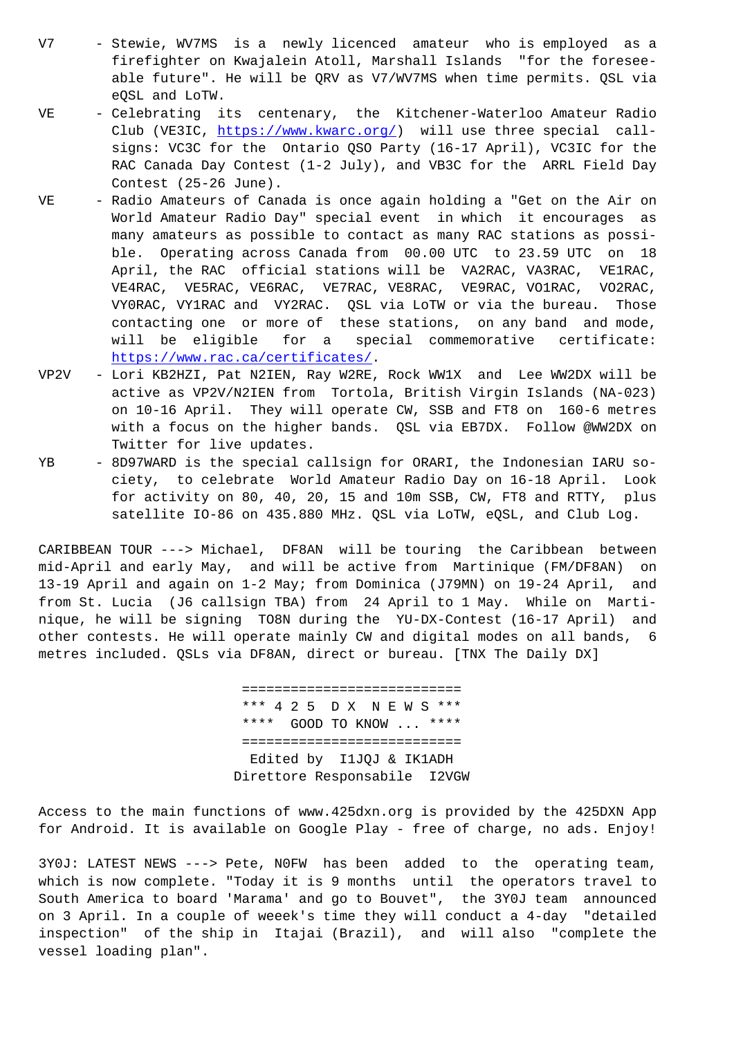V7 - Stewie, WV7MS is a newly licenced amateur who is employed as a firefighter on Kwajalein Atoll, Marshall Islands "for the foreseeable future". He will be QRV as V7/WV7MS when time permits. QSL via eQSL and LoTW.

VE - Celebrating its centenary, the Kitchener-Waterloo Amateur Radio Club (VE3IC, https://www.kwarc.org/) will use three special callsigns: VC3C for the Ontario QSO Party (16-17 April), VC3IC for the RAC Canada Day Contest (1-2 July), and VB3C for the ARRL Field Day Contest (25-26 June).

VE - Radio Amateurs of Canada is once again holding a "Get on the Air on World Amateur Radio Day" special event in which it encourages as many amateurs as possible to contact as many RAC stations as possible. Operating across Canada from 00.00 UTC to 23.59 UTC on 18 April, the RAC official stations will be VA2RAC, VA3RAC, VE1RAC, VE4RAC, VE5RAC, VE6RAC, VE7RAC, VE8RAC, VE9RAC, VO1RAC, VO2RAC, VY0RAC, VY1RAC and VY2RAC. QSL via LoTW or via the bureau. Those contacting one or more of these stations, on any band and mode, will be eligible for a special commemorative certificate: https://www.rac.ca/certificates/.

VP2V - Lori KB2HZI, Pat N2IEN, Ray W2RE, Rock WW1X and Lee WW2DX will be active as VP2V/N2IEN from Tortola, British Virgin Islands (NA-023) on 10-16 April. They will operate CW, SSB and FT8 on 160-6 metres with a focus on the higher bands. QSL via EB7DX. Follow @WW2DX on Twitter for live updates.

YB - 8D97WARD is the special callsign for ORARI, the Indonesian IARU society, to celebrate World Amateur Radio Day on 16-18 April. Look for activity on 80, 40, 20, 15 and 10m SSB, CW, FT8 and RTTY, plus satellite IO-86 on 435.880 MHz. QSL via LoTW, eQSL, and Club Log.

CARIBBEAN TOUR ---> Michael, DF8AN will be touring the Caribbean between mid-April and early May, and will be active from Martinique (FM/DF8AN) on 13-19 April and again on 1-2 May; from Dominica (J79MN) on 19-24 April, and from St. Lucia (J6 callsign TBA) from 24 April to 1 May. While on Martinique, he will be signing TO8N during the YU-DX-Contest (16-17 April) and other contests. He will operate mainly CW and digital modes on all bands, 6 metres included. QSLs via DF8AN, direct or bureau. [TNX The Daily DX]

```
===========================
*** 4 2 5  D X  N E W S ***
****  GOOD TO KNOW ... ****
===========================
 Edited by  I1JQJ & IK1ADH
Direttore Responsabile  I2VGW
```

Access to the main functions of www.425dxn.org is provided by the 425DXN App for Android. It is available on Google Play - free of charge, no ads. Enjoy!

3Y0J: LATEST NEWS ---> Pete, N0FW has been added to the operating team, which is now complete. "Today it is 9 months until the operators travel to South America to board 'Marama' and go to Bouvet", the 3Y0J team announced on 3 April. In a couple of weeek's time they will conduct a 4-day "detailed inspection" of the ship in Itajai (Brazil), and will also "complete the vessel loading plan".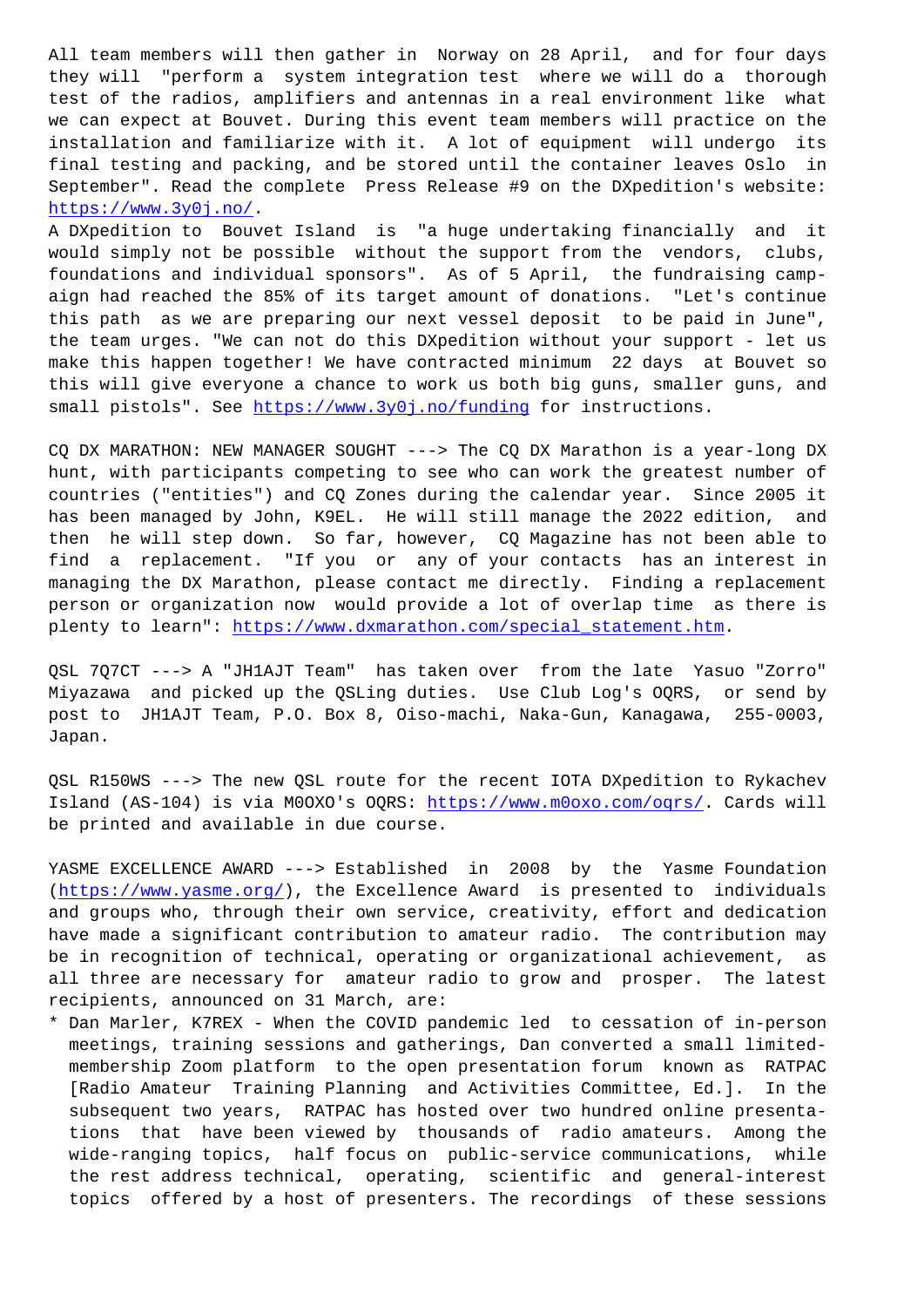All team members will then gather in Norway on 28 April, and for four days they will "perform a system integration test where we will do a thorough test of the radios, amplifiers and antennas in a real environment like what we can expect at Bouvet. During this event team members will practice on the installation and familiarize with it. A lot of equipment will undergo its final testing and packing, and be stored until the container leaves Oslo in September". Read the complete Press Release #9 on the DXpedition's website: https://www.3y0j.no/.

A DXpedition to Bouvet Island is "a huge undertaking financially and it would simply not be possible without the support from the vendors, clubs, foundations and individual sponsors". As of 5 April, the fundraising campaign had reached the 85% of its target amount of donations. "Let's continue this path as we are preparing our next vessel deposit to be paid in June", the team urges. "We can not do this DXpedition without your support - let us make this happen together! We have contracted minimum 22 days at Bouvet so this will give everyone a chance to work us both big guns, smaller guns, and small pistols". See https://www.3y0j.no/funding for instructions.

CQ DX MARATHON: NEW MANAGER SOUGHT ---> The CQ DX Marathon is a year-long DX hunt, with participants competing to see who can work the greatest number of countries ("entities") and CQ Zones during the calendar year. Since 2005 it has been managed by John, K9EL. He will still manage the 2022 edition, and then he will step down. So far, however, CQ Magazine has not been able to find a replacement. "If you or any of your contacts has an interest in managing the DX Marathon, please contact me directly. Finding a replacement person or organization now would provide a lot of overlap time as there is plenty to learn": https://www.dxmarathon.com/special_statement.htm.

QSL 7Q7CT ---> A "JH1AJT Team" has taken over from the late Yasuo "Zorro" Miyazawa and picked up the QSLing duties. Use Club Log's OQRS, or send by post to JH1AJT Team, P.O. Box 8, Oiso-machi, Naka-Gun, Kanagawa, 255-0003, Japan.

QSL R150WS ---> The new QSL route for the recent IOTA DXpedition to Rykachev Island (AS-104) is via M0OXO's OQRS: https://www.m0oxo.com/oqrs/. Cards will be printed and available in due course.

YASME EXCELLENCE AWARD ---> Established in 2008 by the Yasme Foundation (https://www.yasme.org/), the Excellence Award is presented to individuals and groups who, through their own service, creativity, effort and dedication have made a significant contribution to amateur radio. The contribution may be in recognition of technical, operating or organizational achievement, as all three are necessary for amateur radio to grow and prosper. The latest recipients, announced on 31 March, are:

* Dan Marler, K7REX - When the COVID pandemic led to cessation of in-person meetings, training sessions and gatherings, Dan converted a small limited-membership Zoom platform to the open presentation forum known as RATPAC [Radio Amateur Training Planning and Activities Committee, Ed.]. In the subsequent two years, RATPAC has hosted over two hundred online presentations that have been viewed by thousands of radio amateurs. Among the wide-ranging topics, half focus on public-service communications, while the rest address technical, operating, scientific and general-interest topics offered by a host of presenters. The recordings of these sessions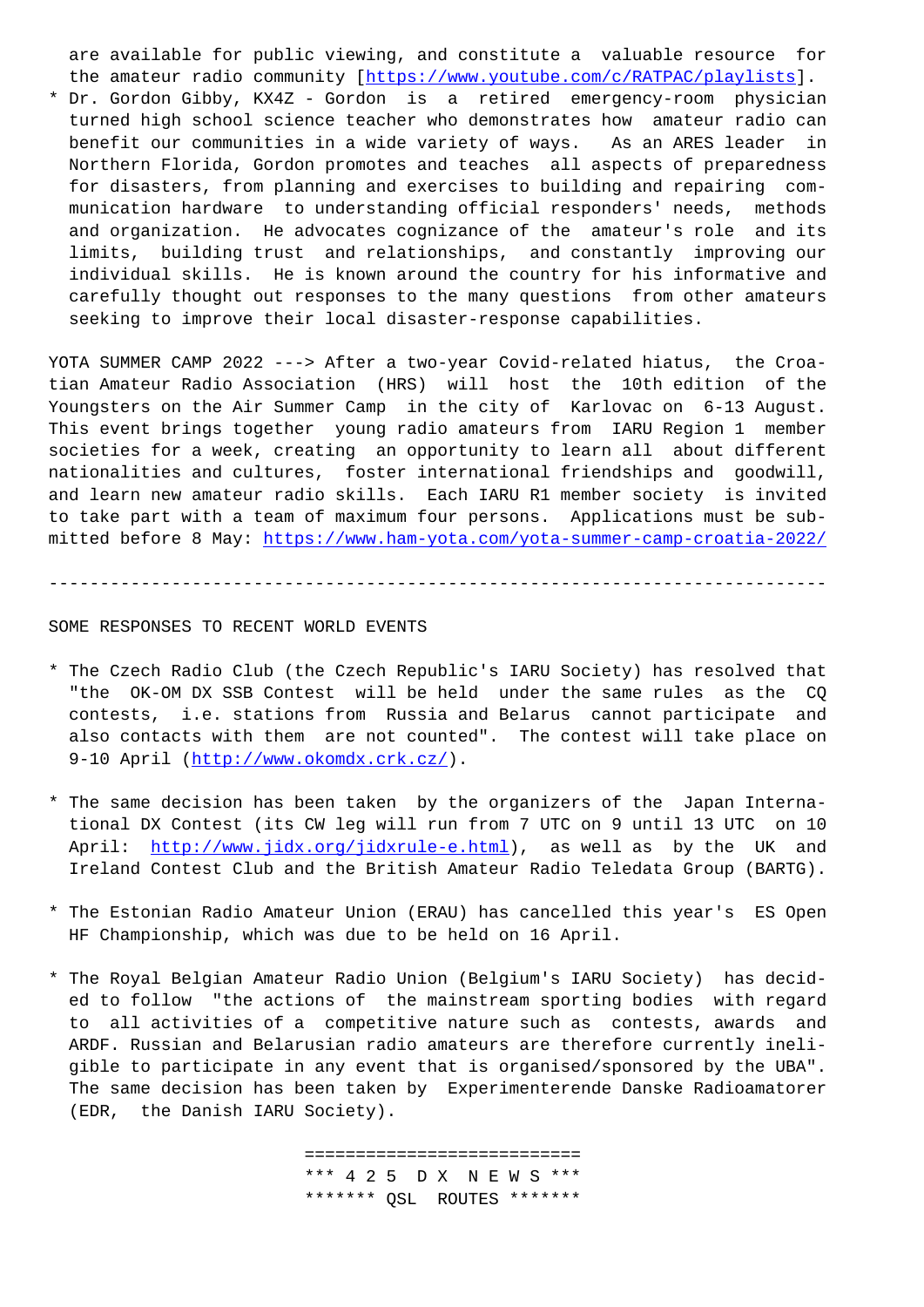are available for public viewing, and constitute a valuable resource for the amateur radio community [https://www.youtube.com/c/RATPAC/playlists].

* Dr. Gordon Gibby, KX4Z - Gordon is a retired emergency-room physician turned high school science teacher who demonstrates how amateur radio can benefit our communities in a wide variety of ways. As an ARES leader in Northern Florida, Gordon promotes and teaches all aspects of preparedness for disasters, from planning and exercises to building and repairing communication hardware to understanding official responders' needs, methods and organization. He advocates cognizance of the amateur's role and its limits, building trust and relationships, and constantly improving our individual skills. He is known around the country for his informative and carefully thought out responses to the many questions from other amateurs seeking to improve their local disaster-response capabilities.

YOTA SUMMER CAMP 2022 ---> After a two-year Covid-related hiatus, the Croatian Amateur Radio Association (HRS) will host the 10th edition of the Youngsters on the Air Summer Camp in the city of Karlovac on 6-13 August. This event brings together young radio amateurs from IARU Region 1 member societies for a week, creating an opportunity to learn all about different nationalities and cultures, foster international friendships and goodwill, and learn new amateur radio skills. Each IARU R1 member society is invited to take part with a team of maximum four persons. Applications must be submitted before 8 May: https://www.ham-yota.com/yota-summer-camp-croatia-2022/

---

SOME RESPONSES TO RECENT WORLD EVENTS

* The Czech Radio Club (the Czech Republic's IARU Society) has resolved that "the OK-OM DX SSB Contest will be held under the same rules as the CQ contests, i.e. stations from Russia and Belarus cannot participate and also contacts with them are not counted". The contest will take place on 9-10 April (http://www.okomdx.crk.cz/).

* The same decision has been taken by the organizers of the Japan International DX Contest (its CW leg will run from 7 UTC on 9 until 13 UTC on 10 April: http://www.jidx.org/jidxrule-e.html), as well as by the UK and Ireland Contest Club and the British Amateur Radio Teledata Group (BARTG).

* The Estonian Radio Amateur Union (ERAU) has cancelled this year's ES Open HF Championship, which was due to be held on 16 April.

* The Royal Belgian Amateur Radio Union (Belgium's IARU Society) has decided to follow "the actions of the mainstream sporting bodies with regard to all activities of a competitive nature such as contests, awards and ARDF. Russian and Belarusian radio amateurs are therefore currently ineligible to participate in any event that is organised/sponsored by the UBA". The same decision has been taken by Experimenterende Danske Radioamatorer (EDR, the Danish IARU Society).

==========================

*** 4 2 5 D X N E W S ***

******* QSL ROUTES *******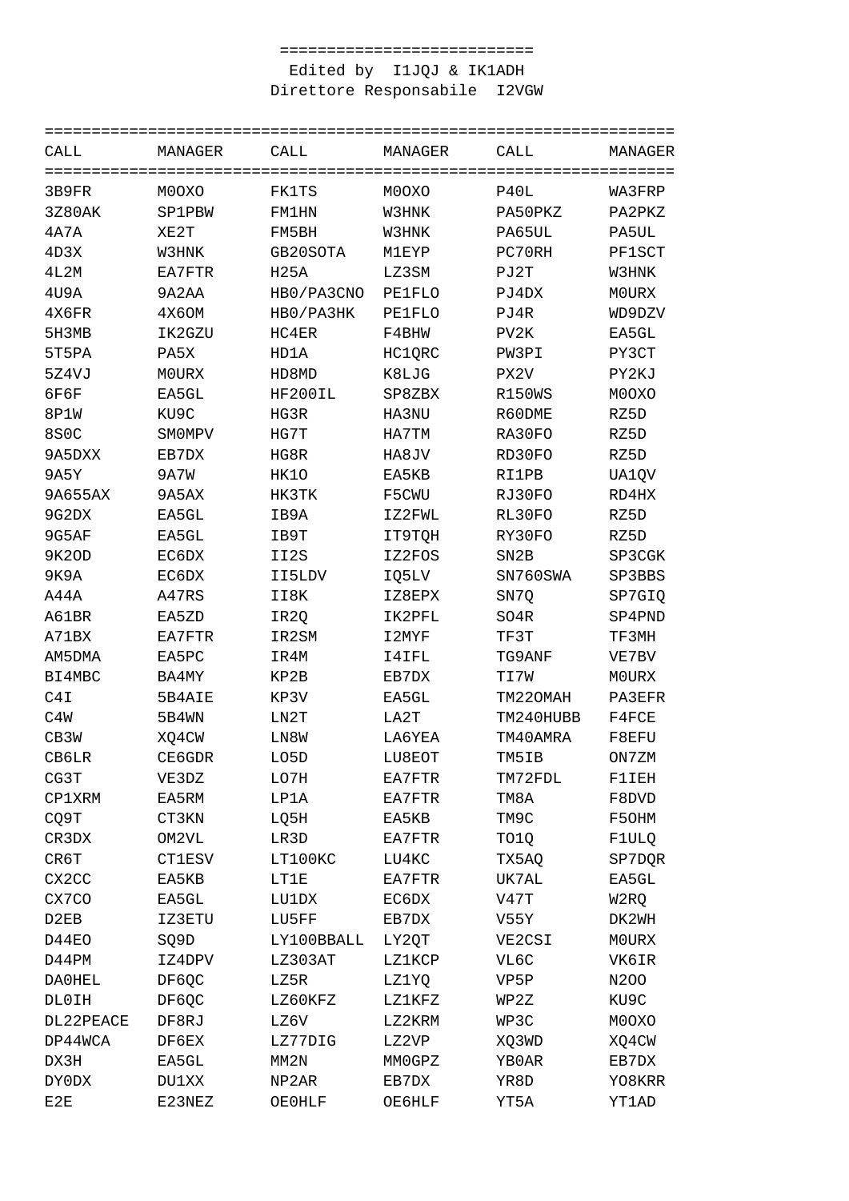===========================

Edited by  I1JQJ & IK1ADH

Direttore Responsabile  I2VGW

| CALL | MANAGER | CALL | MANAGER | CALL | MANAGER |
|---|---|---|---|---|---|
| 3B9FR | M0OXO | FK1TS | M0OXO | P40L | WA3FRP |
| 3Z80AK | SP1PBW | FM1HN | W3HNK | PA50PKZ | PA2PKZ |
| 4A7A | XE2T | FM5BH | W3HNK | PA65UL | PA5UL |
| 4D3X | W3HNK | GB20SOTA | M1EYP | PC70RH | PF1SCT |
| 4L2M | EA7FTR | H25A | LZ3SM | PJ2T | W3HNK |
| 4U9A | 9A2AA | HB0/PA3CNO | PE1FLO | PJ4DX | M0URX |
| 4X6FR | 4X6OM | HB0/PA3HK | PE1FLO | PJ4R | WD9DZV |
| 5H3MB | IK2GZU | HC4ER | F4BHW | PV2K | EA5GL |
| 5T5PA | PA5X | HD1A | HC1QRC | PW3PI | PY3CT |
| 5Z4VJ | M0URX | HD8MD | K8LJG | PX2V | PY2KJ |
| 6F6F | EA5GL | HF200IL | SP8ZBX | R150WS | M0OXO |
| 8P1W | KU9C | HG3R | HA3NU | R60DME | RZ5D |
| 8S0C | SM0MPV | HG7T | HA7TM | RA30FO | RZ5D |
| 9A5DXX | EB7DX | HG8R | HA8JV | RD30FO | RZ5D |
| 9A5Y | 9A7W | HK1O | EA5KB | RI1PB | UA1QV |
| 9A655AX | 9A5AX | HK3TK | F5CWU | RJ30FO | RD4HX |
| 9G2DX | EA5GL | IB9A | IZ2FWL | RL30FO | RZ5D |
| 9G5AF | EA5GL | IB9T | IT9TQH | RY30FO | RZ5D |
| 9K2OD | EC6DX | II2S | IZ2FOS | SN2B | SP3CGK |
| 9K9A | EC6DX | II5LDV | IQ5LV | SN760SWA | SP3BBS |
| A44A | A47RS | II8K | IZ8EPX | SN7Q | SP7GIQ |
| A61BR | EA5ZD | IR2Q | IK2PFL | SO4R | SP4PND |
| A71BX | EA7FTR | IR2SM | I2MYF | TF3T | TF3MH |
| AM5DMA | EA5PC | IR4M | I4IFL | TG9ANF | VE7BV |
| BI4MBC | BA4MY | KP2B | EB7DX | TI7W | M0URX |
| C4I | 5B4AIE | KP3V | EA5GL | TM22OMAH | PA3EFR |
| C4W | 5B4WN | LN2T | LA2T | TM240HUBB | F4FCE |
| CB3W | XQ4CW | LN8W | LA6YEA | TM40AMRA | F8EFU |
| CB6LR | CE6GDR | LO5D | LU8EOT | TM5IB | ON7ZM |
| CG3T | VE3DZ | LO7H | EA7FTR | TM72FDL | F1IEH |
| CP1XRM | EA5RM | LP1A | EA7FTR | TM8A | F8DVD |
| CQ9T | CT3KN | LQ5H | EA5KB | TM9C | F5OHM |
| CR3DX | OM2VL | LR3D | EA7FTR | TO1Q | F1ULQ |
| CR6T | CT1ESV | LT100KC | LU4KC | TX5AQ | SP7DQR |
| CX2CC | EA5KB | LT1E | EA7FTR | UK7AL | EA5GL |
| CX7CO | EA5GL | LU1DX | EC6DX | V47T | W2RQ |
| D2EB | IZ3ETU | LU5FF | EB7DX | V55Y | DK2WH |
| D44EO | SQ9D | LY100BBALL | LY2QT | VE2CSI | M0URX |
| D44PM | IZ4DPV | LZ303AT | LZ1KCP | VL6C | VK6IR |
| DA0HEL | DF6QC | LZ5R | LZ1YQ | VP5P | N2OO |
| DL0IH | DF6QC | LZ60KFZ | LZ1KFZ | WP2Z | KU9C |
| DL22PEACE | DF8RJ | LZ6V | LZ2KRM | WP3C | M0OXO |
| DP44WCA | DF6EX | LZ77DIG | LZ2VP | XQ3WD | XQ4CW |
| DX3H | EA5GL | MM2N | MM0GPZ | YB0AR | EB7DX |
| DY0DX | DU1XX | NP2AR | EB7DX | YR8D | YO8KRR |
| E2E | E23NEZ | OE0HLF | OE6HLF | YT5A | YT1AD |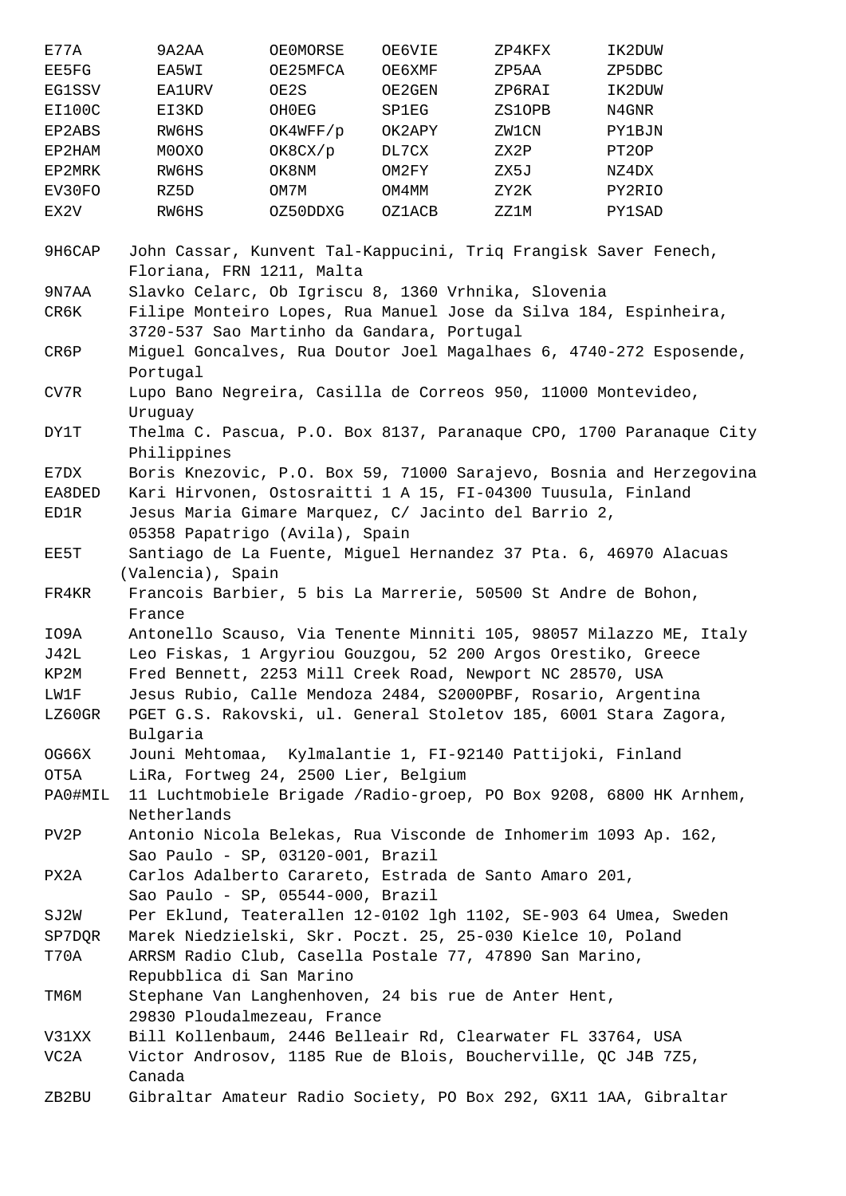| | | | | | |
|---|---|---|---|---|---|
| E77A | 9A2AA | OE0MORSE | OE6VIE | ZP4KFX | IK2DUW |
| EE5FG | EA5WI | OE25MFCA | OE6XMF | ZP5AA | ZP5DBC |
| EG1SSV | EA1URV | OE2S | OE2GEN | ZP6RAI | IK2DUW |
| EI100C | EI3KD | OH0EG | SP1EG | ZS1OPB | N4GNR |
| EP2ABS | RW6HS | OK4WFF/p | OK2APY | ZW1CN | PY1BJN |
| EP2HAM | M0OXO | OK8CX/p | DL7CX | ZX2P | PT2OP |
| EP2MRK | RW6HS | OK8NM | OM2FY | ZX5J | NZ4DX |
| EV30FO | RZ5D | OM7M | OM4MM | ZY2K | PY2RIO |
| EX2V | RW6HS | OZ50DDXG | OZ1ACB | ZZ1M | PY1SAD |

| | |
|---|---|
| 9H6CAP | John Cassar, Kunvent Tal-Kappucini, Triq Frangisk Saver Fenech, Floriana, FRN 1211, Malta |
| 9N7AA | Slavko Celarc, Ob Igriscu 8, 1360 Vrhnika, Slovenia |
| CR6K | Filipe Monteiro Lopes, Rua Manuel Jose da Silva 184, Espinheira, 3720-537 Sao Martinho da Gandara, Portugal |
| CR6P | Miguel Goncalves, Rua Doutor Joel Magalhaes 6, 4740-272 Esposende, Portugal |
| CV7R | Lupo Bano Negreira, Casilla de Correos 950, 11000 Montevideo, Uruguay |
| DY1T | Thelma C. Pascua, P.O. Box 8137, Paranaque CPO, 1700 Paranaque City Philippines |
| E7DX | Boris Knezovic, P.O. Box 59, 71000 Sarajevo, Bosnia and Herzegovina |
| EA8DED | Kari Hirvonen, Ostosraitti 1 A 15, FI-04300 Tuusula, Finland |
| ED1R | Jesus Maria Gimare Marquez, C/ Jacinto del Barrio 2, 05358 Papatrigo (Avila), Spain |
| EE5T | Santiago de La Fuente, Miguel Hernandez 37 Pta. 6, 46970 Alacuas (Valencia), Spain |
| FR4KR | Francois Barbier, 5 bis La Marrerie, 50500 St Andre de Bohon, France |
| IO9A | Antonello Scauso, Via Tenente Minniti 105, 98057 Milazzo ME, Italy |
| J42L | Leo Fiskas, 1 Argyriou Gouzgou, 52 200 Argos Orestiko, Greece |
| KP2M | Fred Bennett, 2253 Mill Creek Road, Newport NC 28570, USA |
| LW1F | Jesus Rubio, Calle Mendoza 2484, S2000PBF, Rosario, Argentina |
| LZ60GR | PGET G.S. Rakovski, ul. General Stoletov 185, 6001 Stara Zagora, Bulgaria |
| OG66X | Jouni Mehtomaa, Kylmalantie 1, FI-92140 Pattijoki, Finland |
| OT5A | LiRa, Fortweg 24, 2500 Lier, Belgium |
| PA0#MIL | 11 Luchtmobiele Brigade /Radio-groep, PO Box 9208, 6800 HK Arnhem, Netherlands |
| PV2P | Antonio Nicola Belekas, Rua Visconde de Inhomerim 1093 Ap. 162, Sao Paulo - SP, 03120-001, Brazil |
| PX2A | Carlos Adalberto Carareto, Estrada de Santo Amaro 201, Sao Paulo - SP, 05544-000, Brazil |
| SJ2W | Per Eklund, Teaterallen 12-0102 lgh 1102, SE-903 64 Umea, Sweden |
| SP7DQR | Marek Niedzielski, Skr. Poczt. 25, 25-030 Kielce 10, Poland |
| T70A | ARRSM Radio Club, Casella Postale 77, 47890 San Marino, Repubblica di San Marino |
| TM6M | Stephane Van Langhenhoven, 24 bis rue de Anter Hent, 29830 Ploudalmezeau, France |
| V31XX | Bill Kollenbaum, 2446 Belleair Rd, Clearwater FL 33764, USA |
| VC2A | Victor Androsov, 1185 Rue de Blois, Boucherville, QC J4B 7Z5, Canada |
| ZB2BU | Gibraltar Amateur Radio Society, PO Box 292, GX11 1AA, Gibraltar |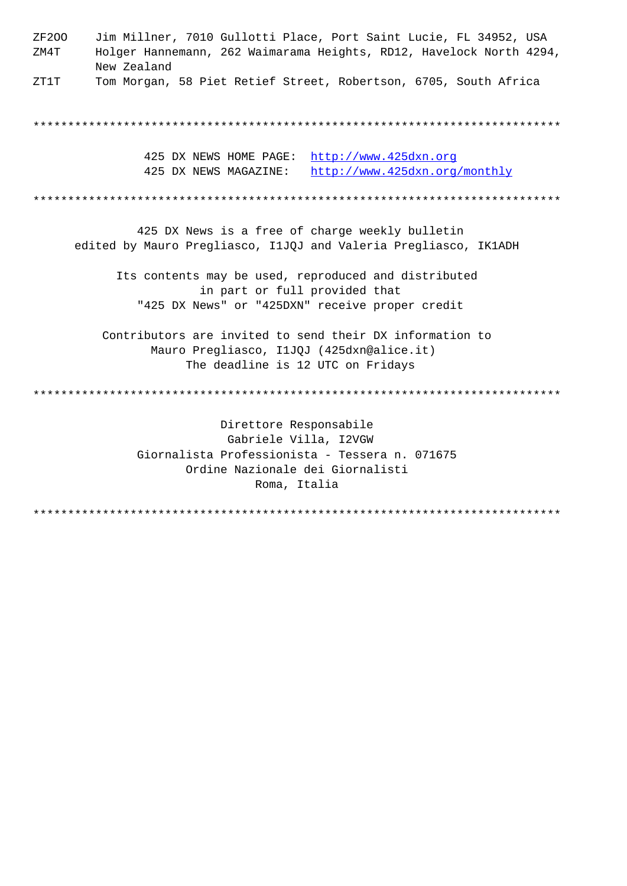ZF2OO     Jim Millner, 7010 Gullotti Place, Port Saint Lucie, FL 34952, USA
ZM4T      Holger Hannemann, 262 Waimarama Heights, RD12, Havelock North 4294, New Zealand
ZT1T      Tom Morgan, 58 Piet Retief Street, Robertson, 6705, South Africa

******************************************************************************

425 DX NEWS HOME PAGE: http://www.425dxn.org
425 DX NEWS MAGAZINE: http://www.425dxn.org/monthly

******************************************************************************

425 DX News is a free of charge weekly bulletin
edited by Mauro Pregliasco, I1JQJ and Valeria Pregliasco, IK1ADH

Its contents may be used, reproduced and distributed
in part or full provided that
"425 DX News" or "425DXN" receive proper credit

Contributors are invited to send their DX information to
Mauro Pregliasco, I1JQJ (425dxn@alice.it)
The deadline is 12 UTC on Fridays

******************************************************************************

Direttore Responsabile
Gabriele Villa, I2VGW
Giornalista Professionista - Tessera n. 071675
Ordine Nazionale dei Giornalisti
Roma, Italia

******************************************************************************